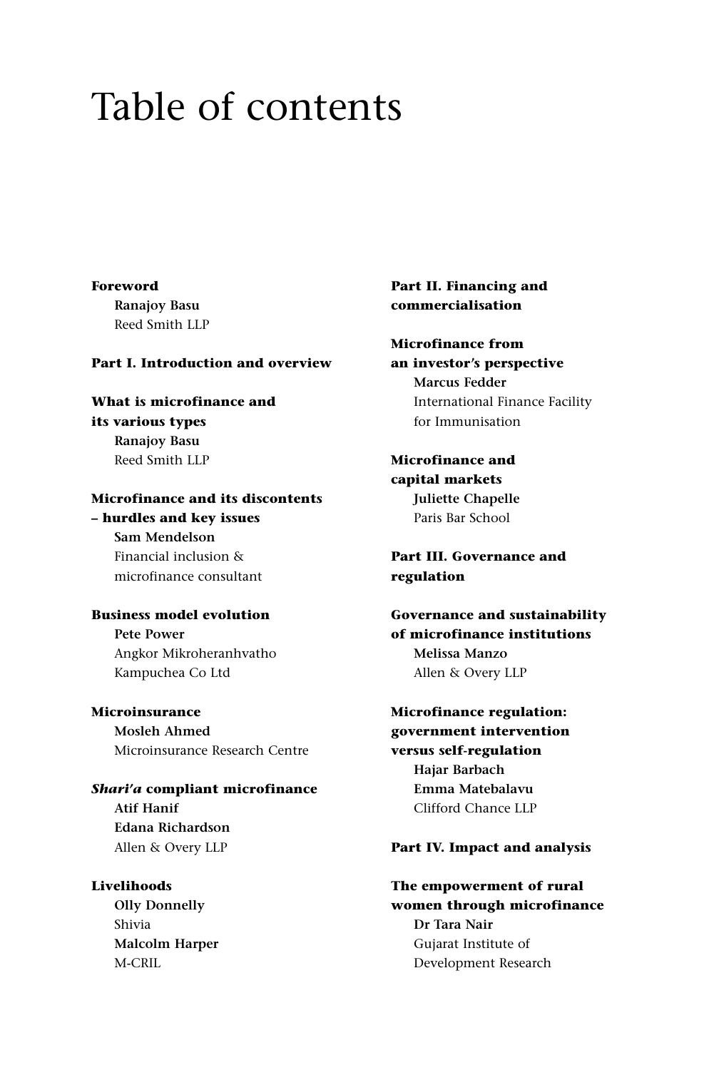# Table of contents

**Foreword**
**Ranajoy Basu**
Reed Smith LLP

**Part I. Introduction and overview**

**What is microfinance and its various types**
**Ranajoy Basu**
Reed Smith LLP

**Microfinance and its discontents – hurdles and key issues**
**Sam Mendelson**
Financial inclusion & microfinance consultant

**Business model evolution**
**Pete Power**
Angkor Mikroheranhvatho Kampuchea Co Ltd

**Microinsurance**
**Mosleh Ahmed**
Microinsurance Research Centre

***Shari'a* compliant microfinance**
**Atif Hanif**
**Edana Richardson**
Allen & Overy LLP

**Livelihoods**
**Olly Donnelly**
Shivia
**Malcolm Harper**
M-CRIL

**Part II. Financing and commercialisation**

**Microfinance from an investor's perspective**
**Marcus Fedder**
International Finance Facility for Immunisation

**Microfinance and capital markets**
**Juliette Chapelle**
Paris Bar School

**Part III. Governance and regulation**

**Governance and sustainability of microfinance institutions**
**Melissa Manzo**
Allen & Overy LLP

**Microfinance regulation: government intervention versus self-regulation**
**Hajar Barbach**
**Emma Matebalavu**
Clifford Chance LLP

**Part IV. Impact and analysis**

**The empowerment of rural women through microfinance**
**Dr Tara Nair**
Gujarat Institute of Development Research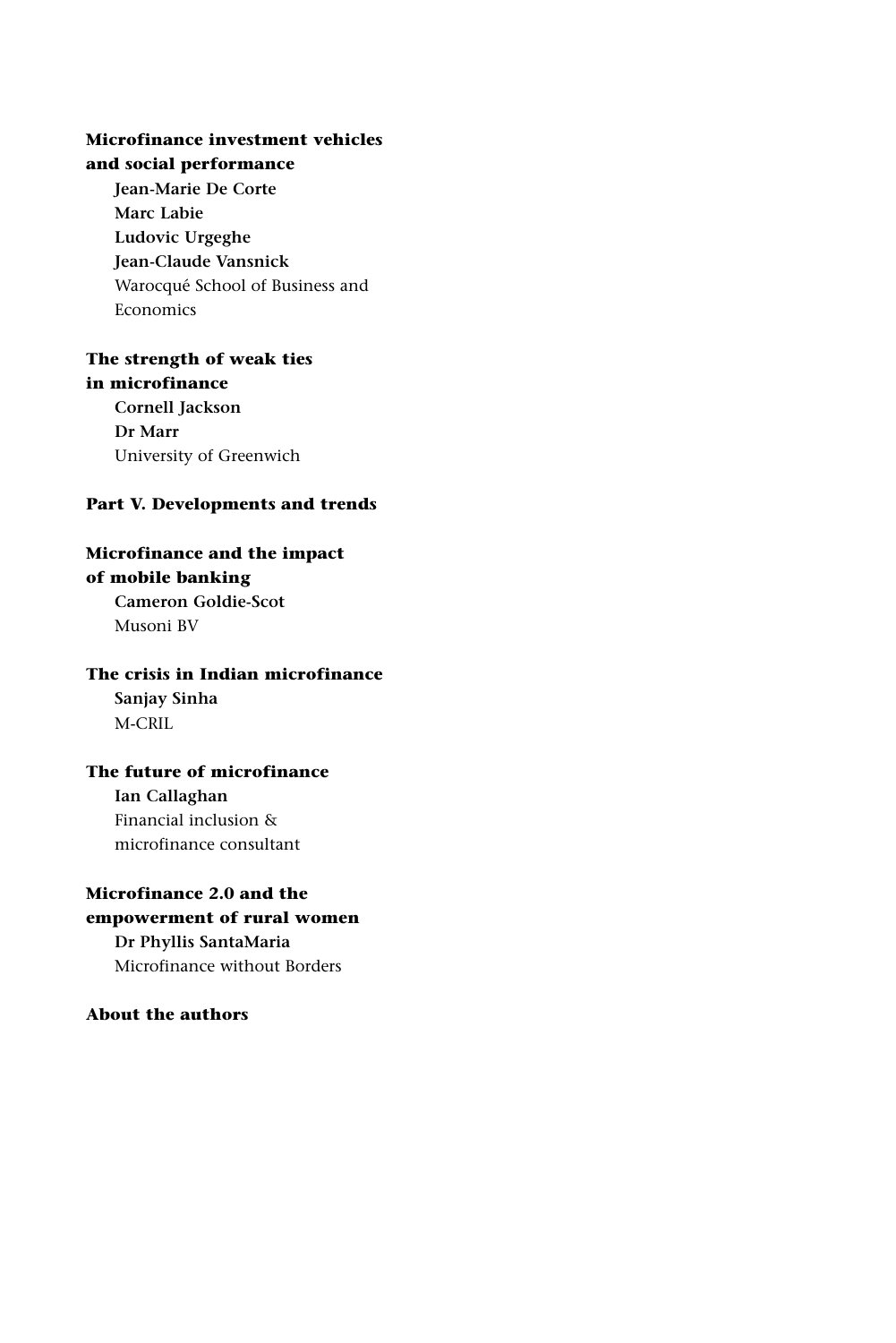**Microfinance investment vehicles and social performance**

**Jean-Marie De Corte**
**Marc Labie**
**Ludovic Urgeghe**
**Jean-Claude Vansnick**
Warocqué School of Business and Economics

**The strength of weak ties in microfinance**

**Cornell Jackson**
**Dr Marr**
University of Greenwich

## Part V. Developments and trends

**Microfinance and the impact of mobile banking**

**Cameron Goldie-Scot**
Musoni BV

**The crisis in Indian microfinance**

**Sanjay Sinha**
M-CRIL

**The future of microfinance**

**Ian Callaghan**
Financial inclusion & microfinance consultant

**Microfinance 2.0 and the empowerment of rural women**

**Dr Phyllis SantaMaria**
Microfinance without Borders

**About the authors**